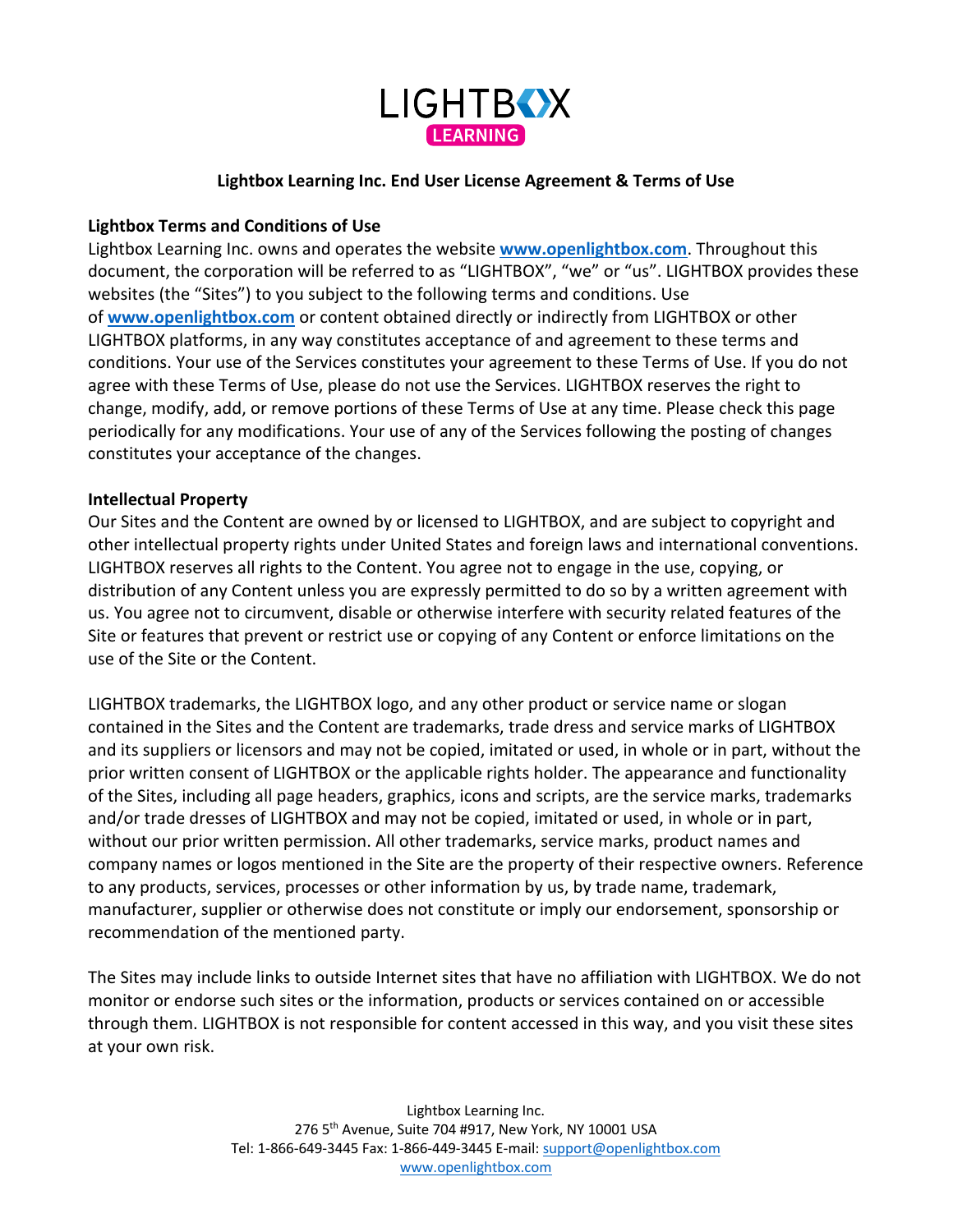# Lightbox Learning Inc. End User License Agreement & Terms of Use

## Lightbox Terms and Conditions of Use

Lightbox Learning Inc. owns and operates the website **www.openlightbox.com**. Throughout this document, the corporation will be referred to as "LIGHTBOX", "we" or "us". LIGHTBOX provides these websites (the "Sites") to you subject to the following terms and conditions. Use of **www.openlightbox.com** or content obtained directly or indirectly from LIGHTBOX or other LIGHTBOX platforms, in any way constitutes acceptance of and agreement to these terms and conditions. Your use of the Services constitutes your agreement to these Terms of Use. If you do not agree with these Terms of Use, please do not use the Services. LIGHTBOX reserves the right to change, modify, add, or remove portions of these Terms of Use at any time. Please check this page periodically for any modifications. Your use of any of the Services following the posting of changes constitutes your acceptance of the changes.

## Intellectual Property

Our Sites and the Content are owned by or licensed to LIGHTBOX, and are subject to copyright and other intellectual property rights under United States and foreign laws and international conventions. LIGHTBOX reserves all rights to the Content. You agree not to engage in the use, copying, or distribution of any Content unless you are expressly permitted to do so by a written agreement with us. You agree not to circumvent, disable or otherwise interfere with security related features of the Site or features that prevent or restrict use or copying of any Content or enforce limitations on the use of the Site or the Content.

LIGHTBOX trademarks, the LIGHTBOX logo, and any other product or service name or slogan contained in the Sites and the Content are trademarks, trade dress and service marks of LIGHTBOX and its suppliers or licensors and may not be copied, imitated or used, in whole or in part, without the prior written consent of LIGHTBOX or the applicable rights holder. The appearance and functionality of the Sites, including all page headers, graphics, icons and scripts, are the service marks, trademarks and/or trade dresses of LIGHTBOX and may not be copied, imitated or used, in whole or in part, without our prior written permission. All other trademarks, service marks, product names and company names or logos mentioned in the Site are the property of their respective owners. Reference to any products, services, processes or other information by us, by trade name, trademark, manufacturer, supplier or otherwise does not constitute or imply our endorsement, sponsorship or recommendation of the mentioned party.

The Sites may include links to outside Internet sites that have no affiliation with LIGHTBOX. We do not monitor or endorse such sites or the information, products or services contained on or accessible through them. LIGHTBOX is not responsible for content accessed in this way, and you visit these sites at your own risk.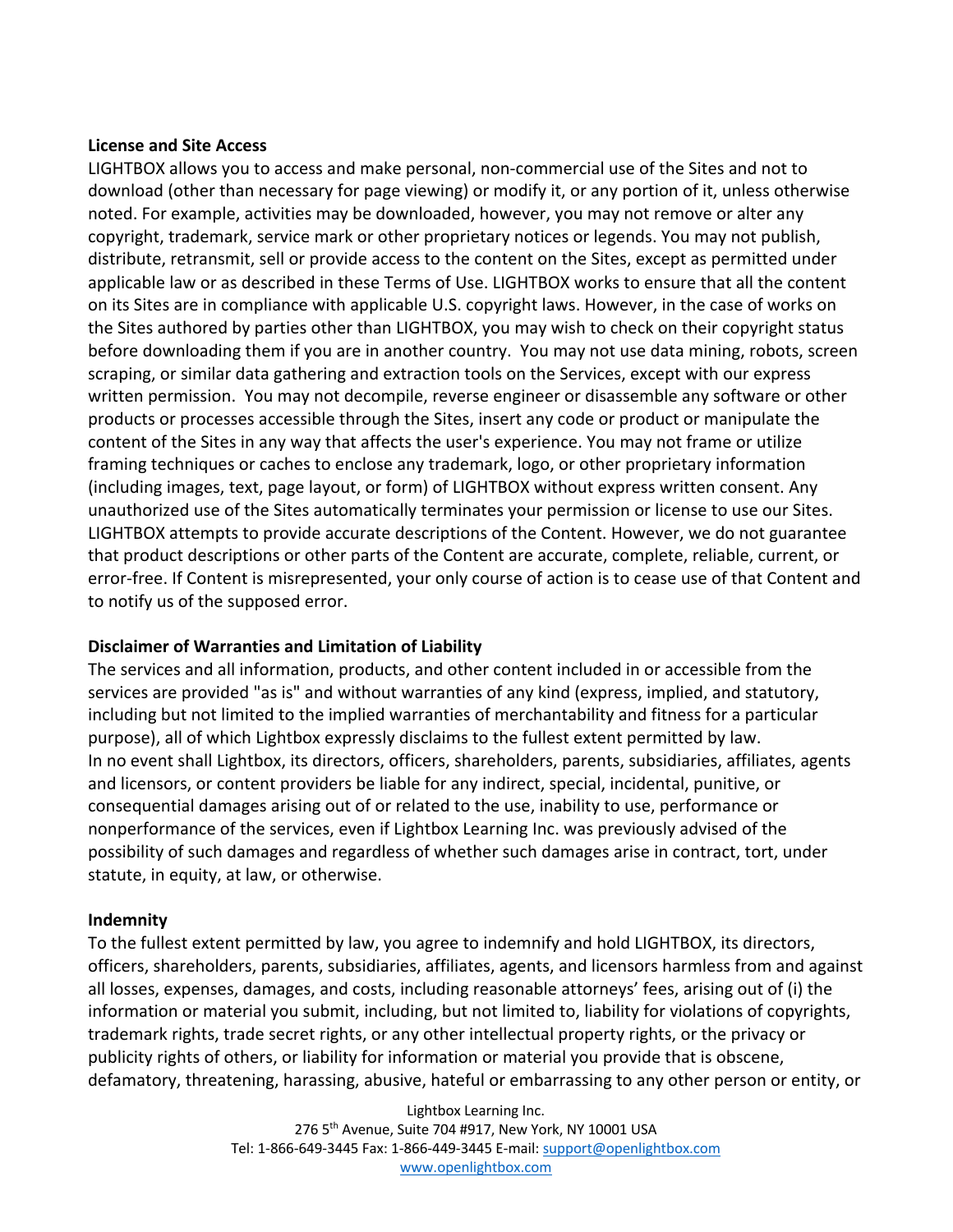**License and Site Access**

LIGHTBOX allows you to access and make personal, non-commercial use of the Sites and not to download (other than necessary for page viewing) or modify it, or any portion of it, unless otherwise noted. For example, activities may be downloaded, however, you may not remove or alter any copyright, trademark, service mark or other proprietary notices or legends. You may not publish, distribute, retransmit, sell or provide access to the content on the Sites, except as permitted under applicable law or as described in these Terms of Use. LIGHTBOX works to ensure that all the content on its Sites are in compliance with applicable U.S. copyright laws. However, in the case of works on the Sites authored by parties other than LIGHTBOX, you may wish to check on their copyright status before downloading them if you are in another country. You may not use data mining, robots, screen scraping, or similar data gathering and extraction tools on the Services, except with our express written permission. You may not decompile, reverse engineer or disassemble any software or other products or processes accessible through the Sites, insert any code or product or manipulate the content of the Sites in any way that affects the user's experience. You may not frame or utilize framing techniques or caches to enclose any trademark, logo, or other proprietary information (including images, text, page layout, or form) of LIGHTBOX without express written consent. Any unauthorized use of the Sites automatically terminates your permission or license to use our Sites. LIGHTBOX attempts to provide accurate descriptions of the Content. However, we do not guarantee that product descriptions or other parts of the Content are accurate, complete, reliable, current, or error-free. If Content is misrepresented, your only course of action is to cease use of that Content and to notify us of the supposed error.

**Disclaimer of Warranties and Limitation of Liability**

The services and all information, products, and other content included in or accessible from the services are provided "as is" and without warranties of any kind (express, implied, and statutory, including but not limited to the implied warranties of merchantability and fitness for a particular purpose), all of which Lightbox expressly disclaims to the fullest extent permitted by law.
In no event shall Lightbox, its directors, officers, shareholders, parents, subsidiaries, affiliates, agents and licensors, or content providers be liable for any indirect, special, incidental, punitive, or consequential damages arising out of or related to the use, inability to use, performance or nonperformance of the services, even if Lightbox Learning Inc. was previously advised of the possibility of such damages and regardless of whether such damages arise in contract, tort, under statute, in equity, at law, or otherwise.

**Indemnity**

To the fullest extent permitted by law, you agree to indemnify and hold LIGHTBOX, its directors, officers, shareholders, parents, subsidiaries, affiliates, agents, and licensors harmless from and against all losses, expenses, damages, and costs, including reasonable attorneys' fees, arising out of (i) the information or material you submit, including, but not limited to, liability for violations of copyrights, trademark rights, trade secret rights, or any other intellectual property rights, or the privacy or publicity rights of others, or liability for information or material you provide that is obscene, defamatory, threatening, harassing, abusive, hateful or embarrassing to any other person or entity, or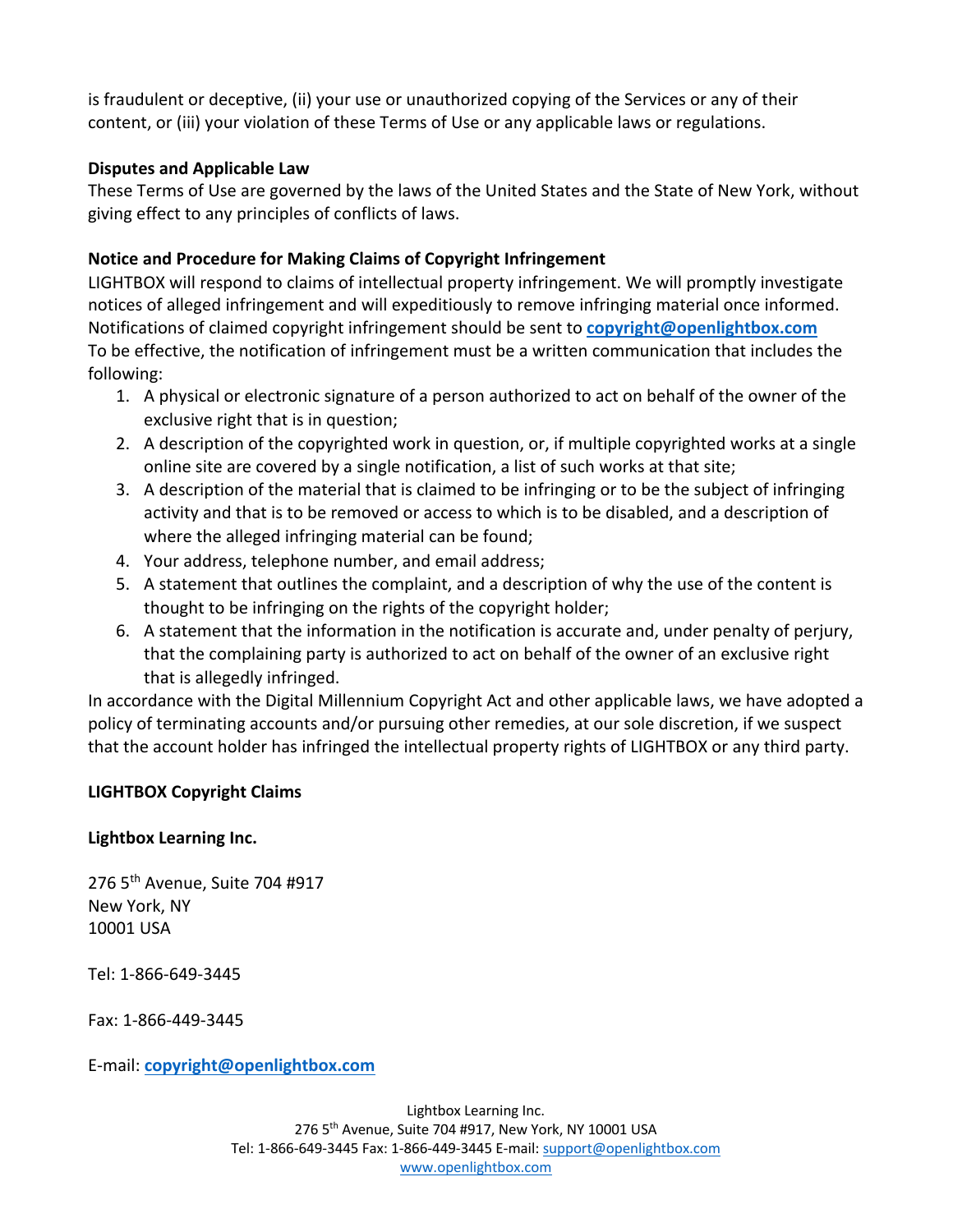is fraudulent or deceptive, (ii) your use or unauthorized copying of the Services or any of their content, or (iii) your violation of these Terms of Use or any applicable laws or regulations.

**Disputes and Applicable Law**

These Terms of Use are governed by the laws of the United States and the State of New York, without giving effect to any principles of conflicts of laws.

**Notice and Procedure for Making Claims of Copyright Infringement**

LIGHTBOX will respond to claims of intellectual property infringement. We will promptly investigate notices of alleged infringement and will expeditiously to remove infringing material once informed. Notifications of claimed copyright infringement should be sent to **copyright@openlightbox.com**

To be effective, the notification of infringement must be a written communication that includes the following:

1. A physical or electronic signature of a person authorized to act on behalf of the owner of the exclusive right that is in question;
2. A description of the copyrighted work in question, or, if multiple copyrighted works at a single online site are covered by a single notification, a list of such works at that site;
3. A description of the material that is claimed to be infringing or to be the subject of infringing activity and that is to be removed or access to which is to be disabled, and a description of where the alleged infringing material can be found;
4. Your address, telephone number, and email address;
5. A statement that outlines the complaint, and a description of why the use of the content is thought to be infringing on the rights of the copyright holder;
6. A statement that the information in the notification is accurate and, under penalty of perjury, that the complaining party is authorized to act on behalf of the owner of an exclusive right that is allegedly infringed.

In accordance with the Digital Millennium Copyright Act and other applicable laws, we have adopted a policy of terminating accounts and/or pursuing other remedies, at our sole discretion, if we suspect that the account holder has infringed the intellectual property rights of LIGHTBOX or any third party.

**LIGHTBOX Copyright Claims**

**Lightbox Learning Inc.**

276 5th Avenue, Suite 704 #917
New York, NY
10001 USA

Tel: 1-866-649-3445

Fax: 1-866-449-3445

E-mail: **copyright@openlightbox.com**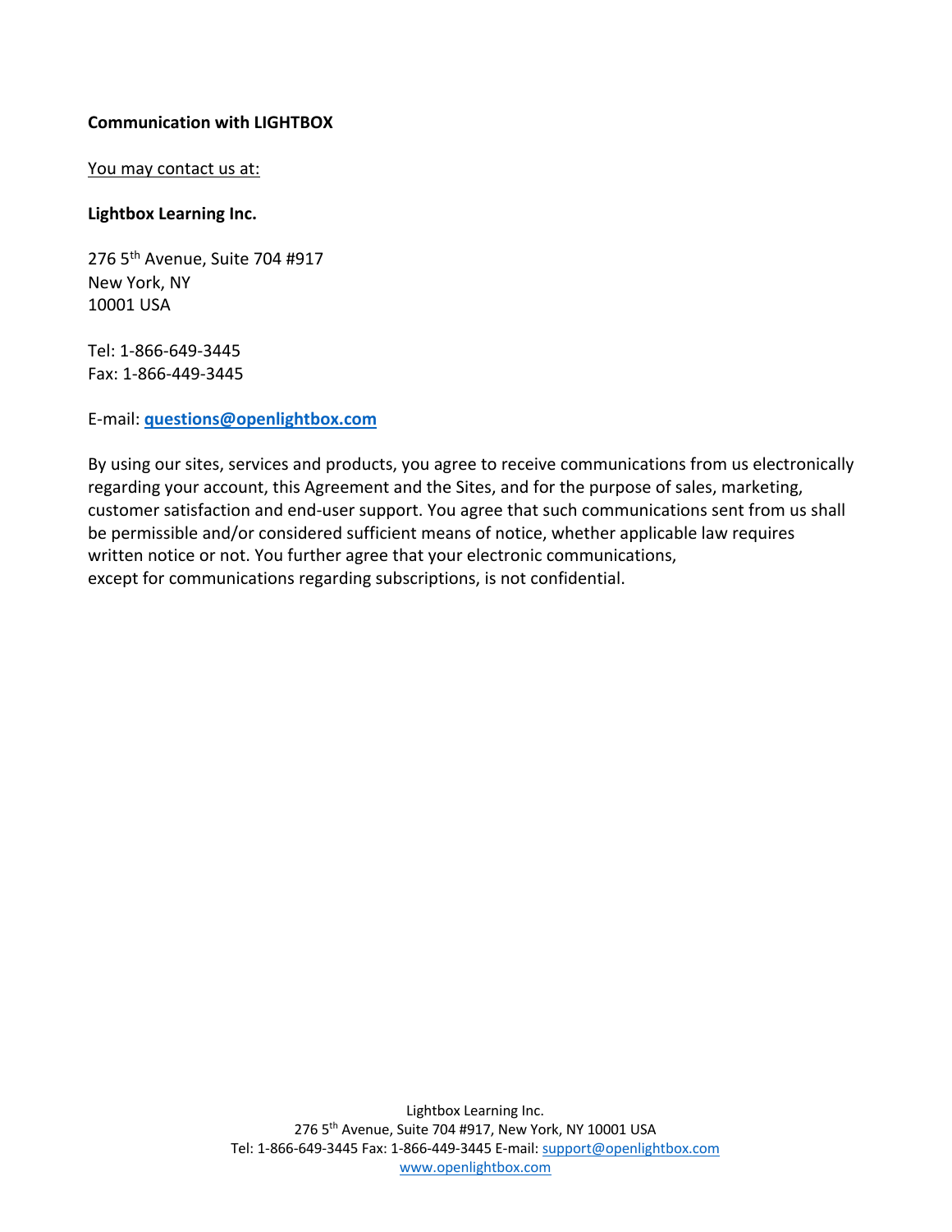**Communication with LIGHTBOX**

<u>You may contact us at:</u>

**Lightbox Learning Inc.**

276 5th Avenue, Suite 704 #917
New York, NY
10001 USA

Tel: 1-866-649-3445
Fax: 1-866-449-3445

E-mail: **questions@openlightbox.com**

By using our sites, services and products, you agree to receive communications from us electronically regarding your account, this Agreement and the Sites, and for the purpose of sales, marketing, customer satisfaction and end-user support. You agree that such communications sent from us shall be permissible and/or considered sufficient means of notice, whether applicable law requires written notice or not. You further agree that your electronic communications, except for communications regarding subscriptions, is not confidential.